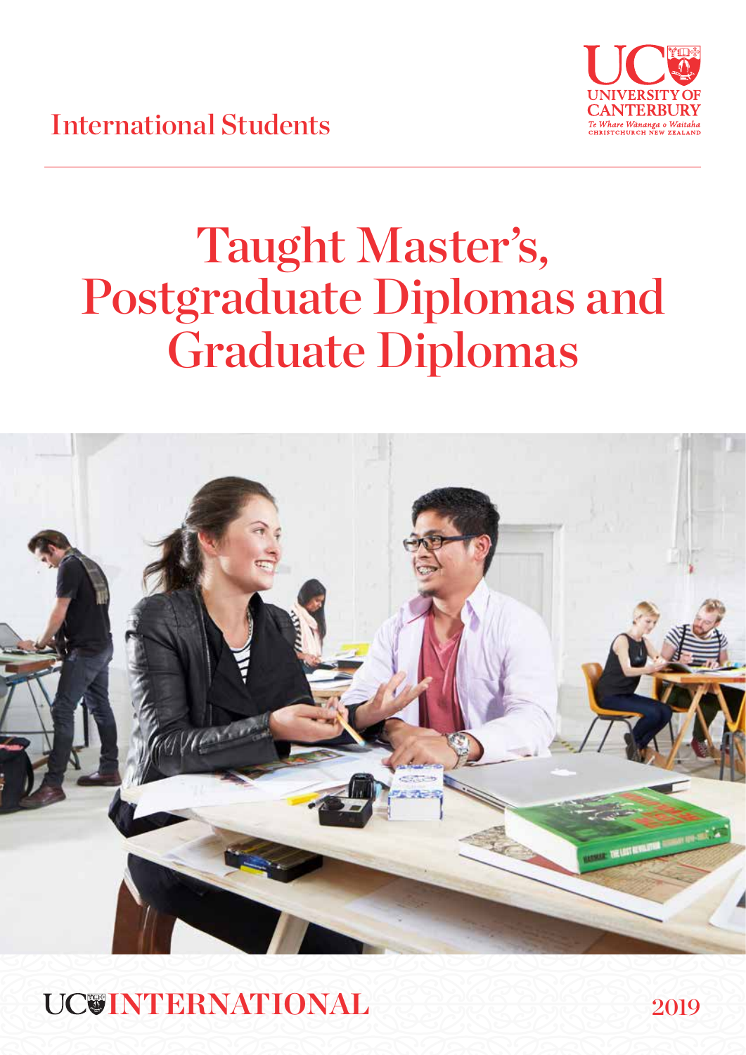International Students

UC UNIVERSITY OF CANTERBURY
*Te Whare Wānanga o Waitaha*
CHRISTCHURCH NEW ZEALAND

# Taught Master's, Postgraduate Diplomas and Graduate Diplomas

UC INTERNATIONAL

2019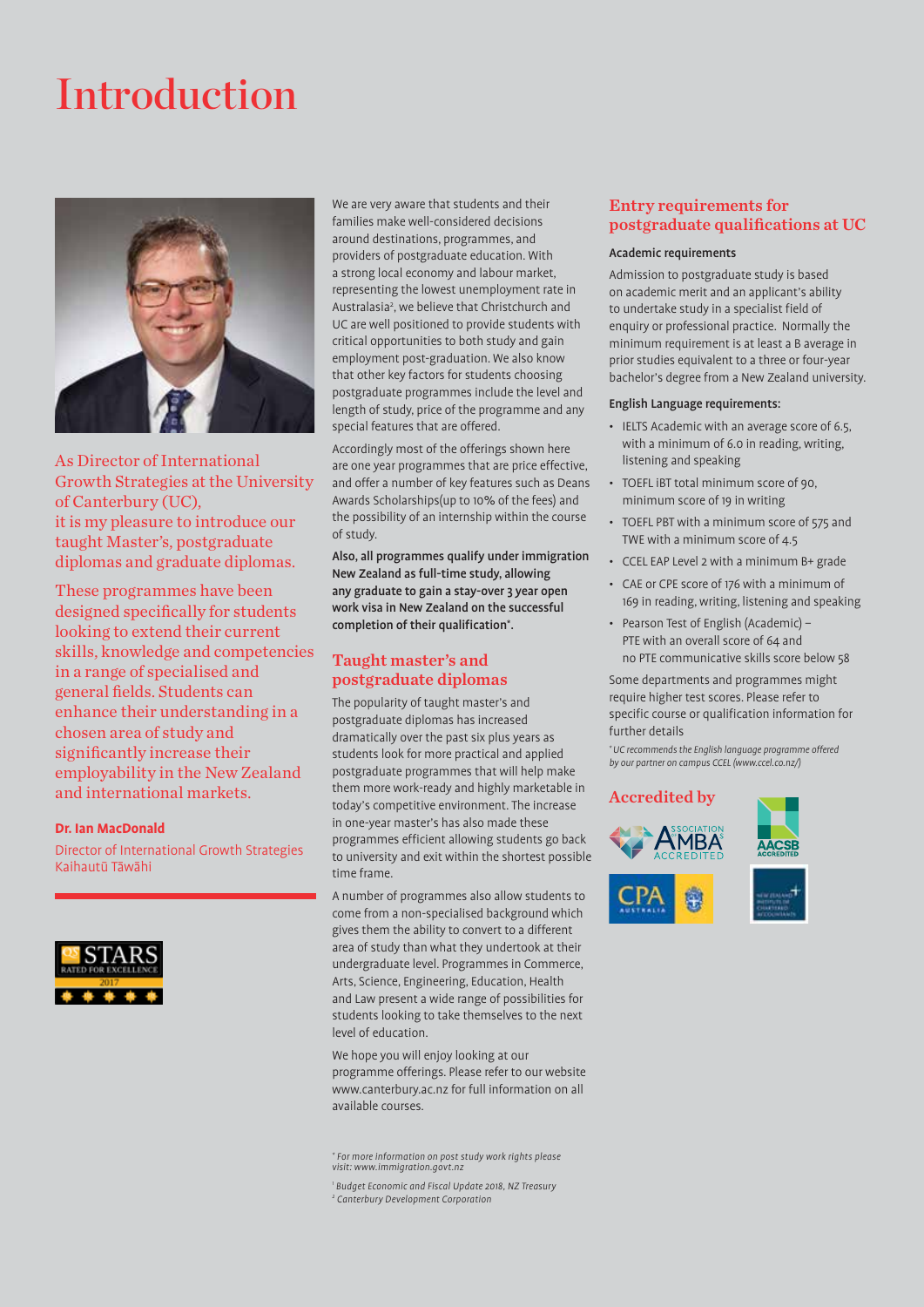# Introduction

As Director of International Growth Strategies at the University of Canterbury (UC), it is my pleasure to introduce our taught Master's, postgraduate diplomas and graduate diplomas.

These programmes have been designed specifically for students looking to extend their current skills, knowledge and competencies in a range of specialised and general fields. Students can enhance their understanding in a chosen area of study and significantly increase their employability in the New Zealand and international markets.

**Dr. Ian MacDonald**

Director of International Growth Strategies
Kaihautū Tāwāhi

We are very aware that students and their families make well-considered decisions around destinations, programmes, and providers of postgraduate education. With a strong local economy and labour market, representing the lowest unemployment rate in Australasia[2], we believe that Christchurch and UC are well positioned to provide students with critical opportunities to both study and gain employment post-graduation. We also know that other key factors for students choosing postgraduate programmes include the level and length of study, price of the programme and any special features that are offered.

Accordingly most of the offerings shown here are one year programmes that are price effective, and offer a number of key features such as Deans Awards Scholarships(up to 10% of the fees) and the possibility of an internship within the course of study.

**Also, all programmes qualify under immigration New Zealand as full-time study, allowing any graduate to gain a stay-over 3 year open work visa in New Zealand on the successful completion of their qualification*.**

## Taught master's and postgraduate diplomas

The popularity of taught master's and postgraduate diplomas has increased dramatically over the past six plus years as students look for more practical and applied postgraduate programmes that will help make them more work-ready and highly marketable in today's competitive environment. The increase in one-year master's has also made these programmes efficient allowing students go back to university and exit within the shortest possible time frame.

A number of programmes also allow students to come from a non-specialised background which gives them the ability to convert to a different area of study than what they undertook at their undergraduate level. Programmes in Commerce, Arts, Science, Engineering, Education, Health and Law present a wide range of possibilities for students looking to take themselves to the next level of education.

We hope you will enjoy looking at our programme offerings. Please refer to our website www.canterbury.ac.nz for full information on all available courses.

*\* For more information on post study work rights please visit: www.immigration.govt.nz*

*[1] Budget Economic and Fiscal Update 2018, NZ Treasury*
*[2] Canterbury Development Corporation*

## Entry requirements for postgraduate qualifications at UC

**Academic requirements**

Admission to postgraduate study is based on academic merit and an applicant's ability to undertake study in a specialist field of enquiry or professional practice. Normally the minimum requirement is at least a B average in prior studies equivalent to a three or four-year bachelor's degree from a New Zealand university.

**English Language requirements:**

- IELTS Academic with an average score of 6.5, with a minimum of 6.0 in reading, writing, listening and speaking
- TOEFL iBT total minimum score of 90, minimum score of 19 in writing
- TOEFL PBT with a minimum score of 575 and TWE with a minimum score of 4.5
- CCEL EAP Level 2 with a minimum B+ grade
- CAE or CPE score of 176 with a minimum of 169 in reading, writing, listening and speaking
- Pearson Test of English (Academic) – PTE with an overall score of 64 and no PTE communicative skills score below 58

Some departments and programmes might require higher test scores. Please refer to specific course or qualification information for further details

*\* UC recommends the English language programme offered by our partner on campus CCEL (www.ccel.co.nz/)*

## Accredited by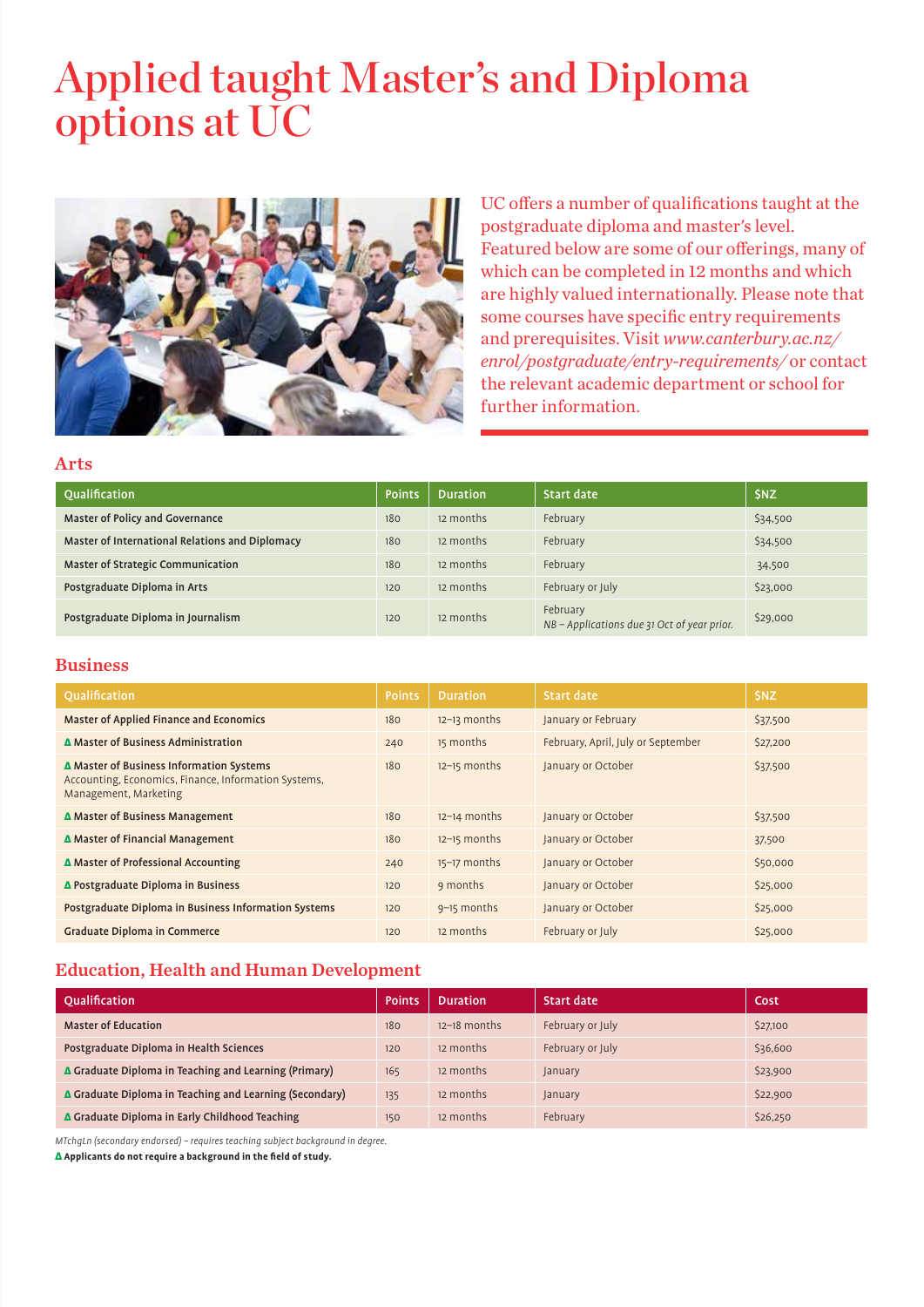# Applied taught Master's and Diploma options at UC

UC offers a number of qualifications taught at the postgraduate diploma and master's level. Featured below are some of our offerings, many of which can be completed in 12 months and which are highly valued internationally. Please note that some courses have specific entry requirements and prerequisites. Visit *www.canterbury.ac.nz/enrol/postgraduate/entry-requirements/* or contact the relevant academic department or school for further information.

## Arts

| Qualification | Points | Duration | Start date | $NZ |
|---|---|---|---|---|
| **Master of Policy and Governance** | 180 | 12 months | February | $34,500 |
| **Master of International Relations and Diplomacy** | 180 | 12 months | February | $34,500 |
| **Master of Strategic Communication** | 180 | 12 months | February | 34,500 |
| **Postgraduate Diploma in Arts** | 120 | 12 months | February or July | $23,000 |
| **Postgraduate Diploma in Journalism** | 120 | 12 months | February *NB – Applications due 31 Oct of year prior.* | $29,000 |

## Business

| Qualification | Points | Duration | Start date | $NZ |
|---|---|---|---|---|
| **Master of Applied Finance and Economics** | 180 | 12–13 months | January or February | $37,500 |
| **∆ Master of Business Administration** | 240 | 15 months | February, April, July or September | $27,200 |
| **∆ Master of Business Information Systems** Accounting, Economics, Finance, Information Systems, Management, Marketing | 180 | 12–15 months | January or October | $37,500 |
| **∆ Master of Business Management** | 180 | 12–14 months | January or October | $37,500 |
| **∆ Master of Financial Management** | 180 | 12–15 months | January or October | 37,500 |
| **∆ Master of Professional Accounting** | 240 | 15–17 months | January or October | $50,000 |
| **∆ Postgraduate Diploma in Business** | 120 | 9 months | January or October | $25,000 |
| **Postgraduate Diploma in Business Information Systems** | 120 | 9–15 months | January or October | $25,000 |
| **Graduate Diploma in Commerce** | 120 | 12 months | February or July | $25,000 |

## Education, Health and Human Development

| Qualification | Points | Duration | Start date | Cost |
|---|---|---|---|---|
| **Master of Education** | 180 | 12–18 months | February or July | $27,100 |
| **Postgraduate Diploma in Health Sciences** | 120 | 12 months | February or July | $36,600 |
| **∆ Graduate Diploma in Teaching and Learning (Primary)** | 165 | 12 months | January | $23,900 |
| **∆ Graduate Diploma in Teaching and Learning (Secondary)** | 135 | 12 months | January | $22,900 |
| **∆ Graduate Diploma in Early Childhood Teaching** | 150 | 12 months | February | $26,250 |

*MTchgLn (secondary endorsed) – requires teaching subject background in degree.*

**∆ Applicants do not require a background in the field of study.**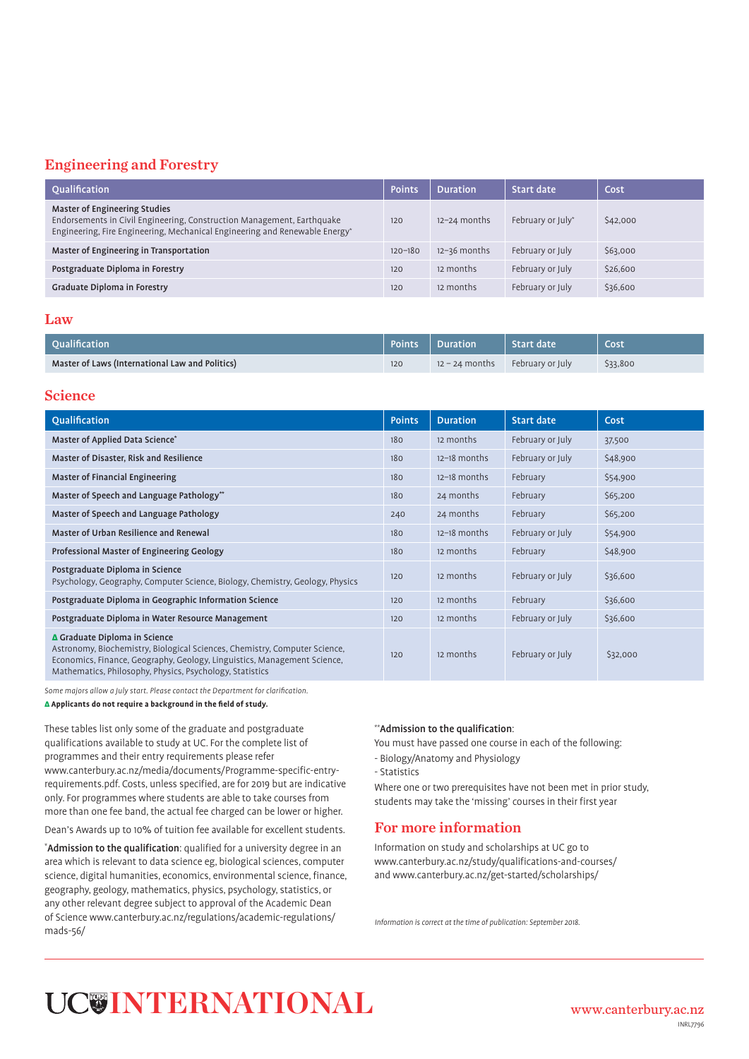## Engineering and Forestry

| Qualification | Points | Duration | Start date | Cost |
|---|---|---|---|---|
| **Master of Engineering Studies** Endorsements in Civil Engineering, Construction Management, Earthquake Engineering, Fire Engineering, Mechanical Engineering and Renewable Energy* | 120 | 12–24 months | February or July* | $42,000 |
| **Master of Engineering in Transportation** | 120–180 | 12–36 months | February or July | $63,000 |
| **Postgraduate Diploma in Forestry** | 120 | 12 months | February or July | $26,600 |
| **Graduate Diploma in Forestry** | 120 | 12 months | February or July | $36,600 |

## Law

| Qualification | Points | Duration | Start date | Cost |
|---|---|---|---|---|
| **Master of Laws (International Law and Politics)** | 120 | 12 – 24 months | February or July | $33,800 |

## Science

| Qualification | Points | Duration | Start date | Cost |
|---|---|---|---|---|
| **Master of Applied Data Science*** | 180 | 12 months | February or July | 37,500 |
| **Master of Disaster, Risk and Resilience** | 180 | 12–18 months | February or July | $48,900 |
| **Master of Financial Engineering** | 180 | 12–18 months | February | $54,900 |
| **Master of Speech and Language Pathology**** | 180 | 24 months | February | $65,200 |
| **Master of Speech and Language Pathology** | 240 | 24 months | February | $65,200 |
| **Master of Urban Resilience and Renewal** | 180 | 12–18 months | February or July | $54,900 |
| **Professional Master of Engineering Geology** | 180 | 12 months | February | $48,900 |
| **Postgraduate Diploma in Science** Psychology, Geography, Computer Science, Biology, Chemistry, Geology, Physics | 120 | 12 months | February or July | $36,600 |
| **Postgraduate Diploma in Geographic Information Science** | 120 | 12 months | February | $36,600 |
| **Postgraduate Diploma in Water Resource Management** | 120 | 12 months | February or July | $36,600 |
| **Δ Graduate Diploma in Science** Astronomy, Biochemistry, Biological Sciences, Chemistry, Computer Science, Economics, Finance, Geography, Geology, Linguistics, Management Science, Mathematics, Philosophy, Physics, Psychology, Statistics | 120 | 12 months | February or July | $32,000 |

*Some majors allow a July start. Please contact the Department for clarification.*

**Δ Applicants do not require a background in the field of study.**

These tables list only some of the graduate and postgraduate qualifications available to study at UC. For the complete list of programmes and their entry requirements please refer www.canterbury.ac.nz/media/documents/Programme-specific-entry-requirements.pdf. Costs, unless specified, are for 2019 but are indicative only. For programmes where students are able to take courses from more than one fee band, the actual fee charged can be lower or higher.

Dean's Awards up to 10% of tuition fee available for excellent students.

***Admission to the qualification**: qualified for a university degree in an area which is relevant to data science eg, biological sciences, computer science, digital humanities, economics, environmental science, finance, geography, geology, mathematics, physics, psychology, statistics, or any other relevant degree subject to approval of the Academic Dean of Science www.canterbury.ac.nz/regulations/academic-regulations/mads-56/

****Admission to the qualification**:

You must have passed one course in each of the following:

- Biology/Anatomy and Physiology
- Statistics

Where one or two prerequisites have not been met in prior study, students may take the 'missing' courses in their first year

## For more information

Information on study and scholarships at UC go to www.canterbury.ac.nz/study/qualifications-and-courses/ and www.canterbury.ac.nz/get-started/scholarships/

*Information is correct at the time of publication: September 2018.*

UC INTERNATIONAL

www.canterbury.ac.nz

INRL7796